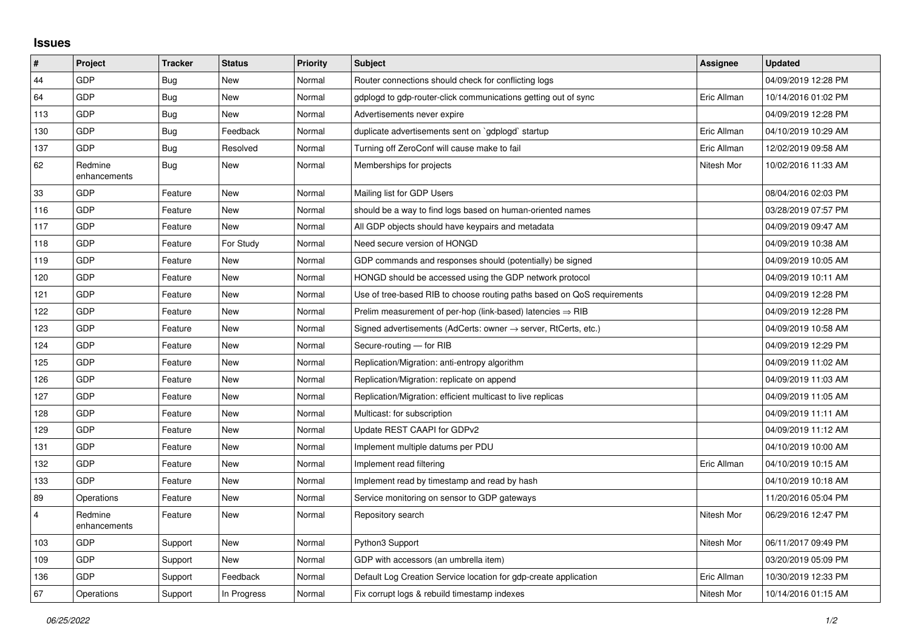# Issues

| # | Project | Tracker | Status | Priority | Subject | Assignee | Updated |
|---|---|---|---|---|---|---|---|
| 44 | GDP | Bug | New | Normal | Router connections should check for conflicting logs | | 04/09/2019 12:28 PM |
| 64 | GDP | Bug | New | Normal | gdplogd to gdp-router-click communications getting out of sync | Eric Allman | 10/14/2016 01:02 PM |
| 113 | GDP | Bug | New | Normal | Advertisements never expire | | 04/09/2019 12:28 PM |
| 130 | GDP | Bug | Feedback | Normal | duplicate advertisements sent on `gdplogd` startup | Eric Allman | 04/10/2019 10:29 AM |
| 137 | GDP | Bug | Resolved | Normal | Turning off ZeroConf will cause make to fail | Eric Allman | 12/02/2019 09:58 AM |
| 62 | Redmine enhancements | Bug | New | Normal | Memberships for projects | Nitesh Mor | 10/02/2016 11:33 AM |
| 33 | GDP | Feature | New | Normal | Mailing list for GDP Users | | 08/04/2016 02:03 PM |
| 116 | GDP | Feature | New | Normal | should be a way to find logs based on human-oriented names | | 03/28/2019 07:57 PM |
| 117 | GDP | Feature | New | Normal | All GDP objects should have keypairs and metadata | | 04/09/2019 09:47 AM |
| 118 | GDP | Feature | For Study | Normal | Need secure version of HONGD | | 04/09/2019 10:38 AM |
| 119 | GDP | Feature | New | Normal | GDP commands and responses should (potentially) be signed | | 04/09/2019 10:05 AM |
| 120 | GDP | Feature | New | Normal | HONGD should be accessed using the GDP network protocol | | 04/09/2019 10:11 AM |
| 121 | GDP | Feature | New | Normal | Use of tree-based RIB to choose routing paths based on QoS requirements | | 04/09/2019 12:28 PM |
| 122 | GDP | Feature | New | Normal | Prelim measurement of per-hop (link-based) latencies ⇒ RIB | | 04/09/2019 12:28 PM |
| 123 | GDP | Feature | New | Normal | Signed advertisements (AdCerts: owner → server, RtCerts, etc.) | | 04/09/2019 10:58 AM |
| 124 | GDP | Feature | New | Normal | Secure-routing — for RIB | | 04/09/2019 12:29 PM |
| 125 | GDP | Feature | New | Normal | Replication/Migration: anti-entropy algorithm | | 04/09/2019 11:02 AM |
| 126 | GDP | Feature | New | Normal | Replication/Migration: replicate on append | | 04/09/2019 11:03 AM |
| 127 | GDP | Feature | New | Normal | Replication/Migration: efficient multicast to live replicas | | 04/09/2019 11:05 AM |
| 128 | GDP | Feature | New | Normal | Multicast: for subscription | | 04/09/2019 11:11 AM |
| 129 | GDP | Feature | New | Normal | Update REST CAAPI for GDPv2 | | 04/09/2019 11:12 AM |
| 131 | GDP | Feature | New | Normal | Implement multiple datums per PDU | | 04/10/2019 10:00 AM |
| 132 | GDP | Feature | New | Normal | Implement read filtering | Eric Allman | 04/10/2019 10:15 AM |
| 133 | GDP | Feature | New | Normal | Implement read by timestamp and read by hash | | 04/10/2019 10:18 AM |
| 89 | Operations | Feature | New | Normal | Service monitoring on sensor to GDP gateways | | 11/20/2016 05:04 PM |
| 4 | Redmine enhancements | Feature | New | Normal | Repository search | Nitesh Mor | 06/29/2016 12:47 PM |
| 103 | GDP | Support | New | Normal | Python3 Support | Nitesh Mor | 06/11/2017 09:49 PM |
| 109 | GDP | Support | New | Normal | GDP with accessors (an umbrella item) | | 03/20/2019 05:09 PM |
| 136 | GDP | Support | Feedback | Normal | Default Log Creation Service location for gdp-create application | Eric Allman | 10/30/2019 12:33 PM |
| 67 | Operations | Support | In Progress | Normal | Fix corrupt logs & rebuild timestamp indexes | Nitesh Mor | 10/14/2016 01:15 AM |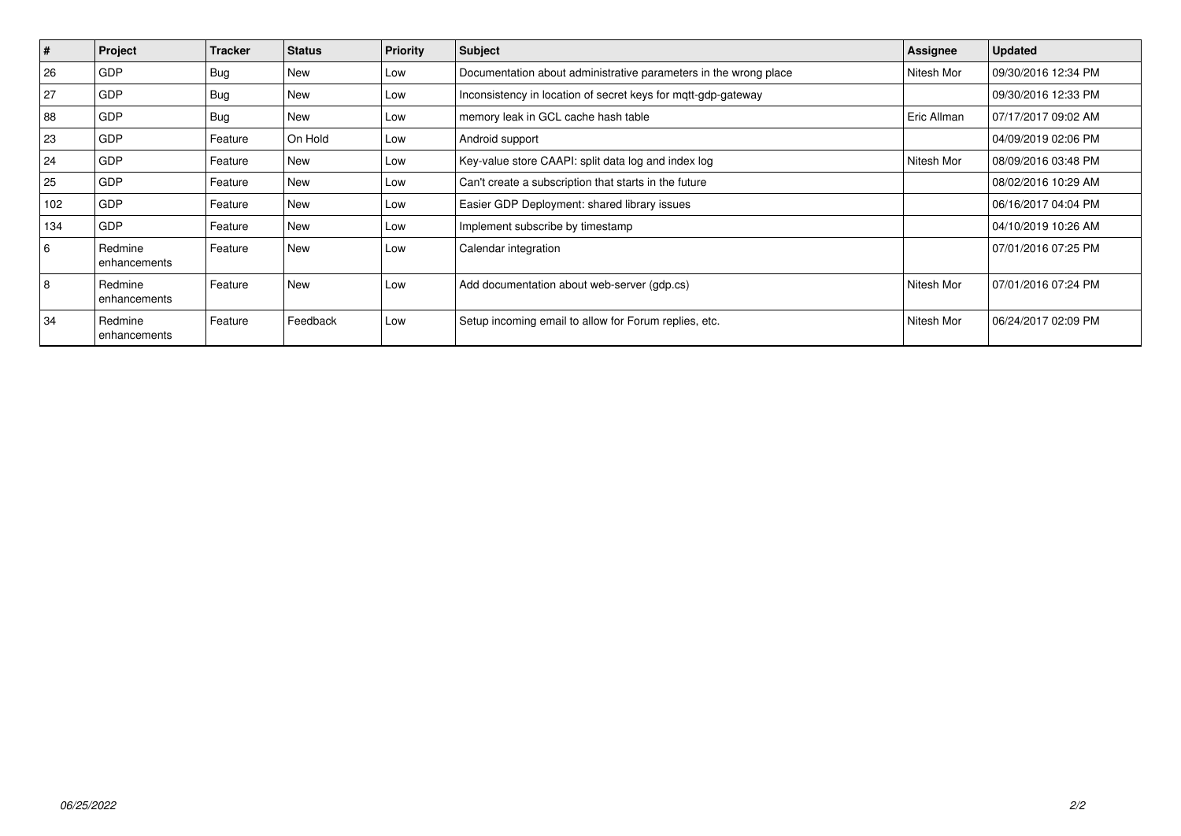| # | Project | Tracker | Status | Priority | Subject | Assignee | Updated |
|---|---|---|---|---|---|---|---|
| 26 | GDP | Bug | New | Low | Documentation about administrative parameters in the wrong place | Nitesh Mor | 09/30/2016 12:34 PM |
| 27 | GDP | Bug | New | Low | Inconsistency in location of secret keys for mqtt-gdp-gateway | | 09/30/2016 12:33 PM |
| 88 | GDP | Bug | New | Low | memory leak in GCL cache hash table | Eric Allman | 07/17/2017 09:02 AM |
| 23 | GDP | Feature | On Hold | Low | Android support | | 04/09/2019 02:06 PM |
| 24 | GDP | Feature | New | Low | Key-value store CAAPI: split data log and index log | Nitesh Mor | 08/09/2016 03:48 PM |
| 25 | GDP | Feature | New | Low | Can't create a subscription that starts in the future | | 08/02/2016 10:29 AM |
| 102 | GDP | Feature | New | Low | Easier GDP Deployment: shared library issues | | 06/16/2017 04:04 PM |
| 134 | GDP | Feature | New | Low | Implement subscribe by timestamp | | 04/10/2019 10:26 AM |
| 6 | Redmine enhancements | Feature | New | Low | Calendar integration | | 07/01/2016 07:25 PM |
| 8 | Redmine enhancements | Feature | New | Low | Add documentation about web-server (gdp.cs) | Nitesh Mor | 07/01/2016 07:24 PM |
| 34 | Redmine enhancements | Feature | Feedback | Low | Setup incoming email to allow for Forum replies, etc. | Nitesh Mor | 06/24/2017 02:09 PM |